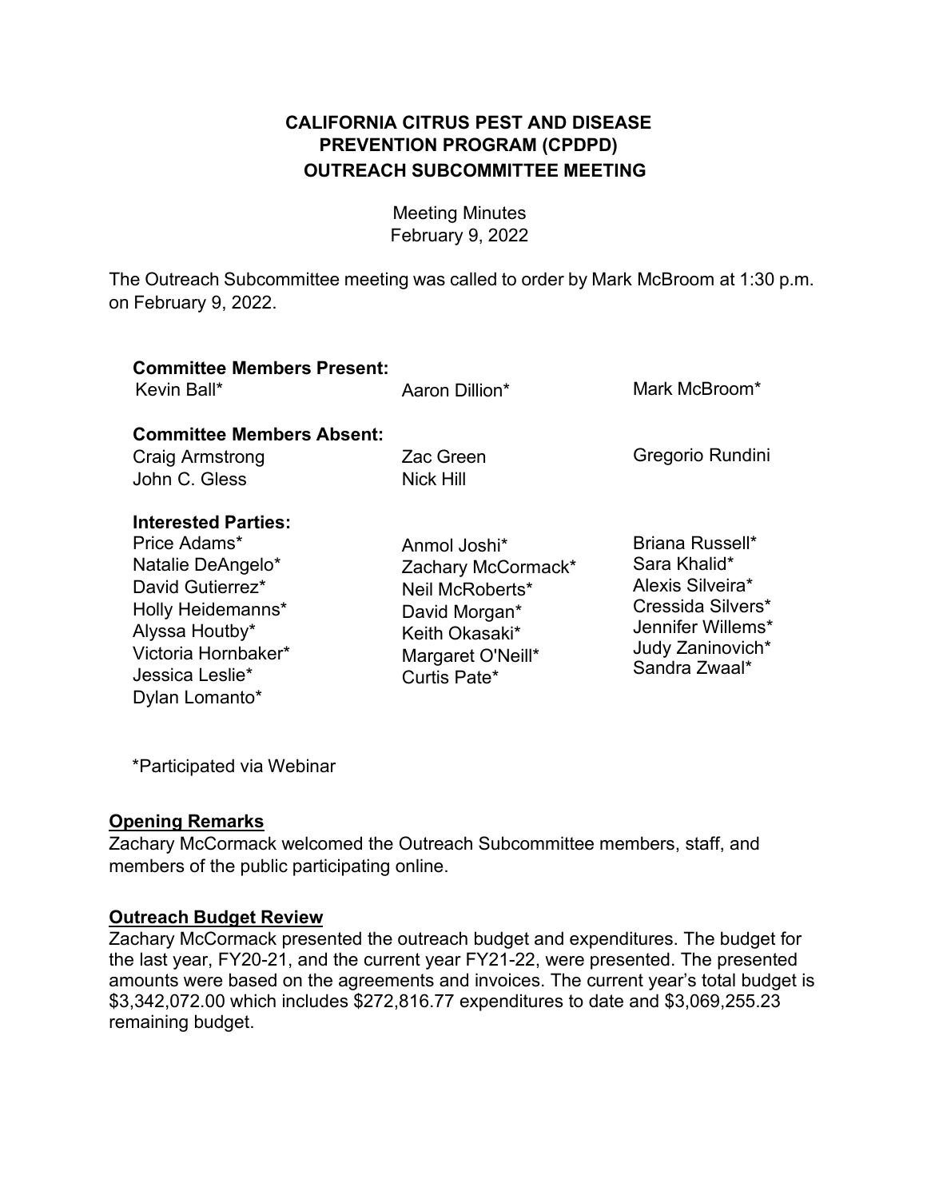# CALIFORNIA CITRUS PEST AND DISEASE PREVENTION PROGRAM (CPDPD)
## OUTREACH SUBCOMMITTEE MEETING

Meeting Minutes
February 9, 2022

The Outreach Subcommittee meeting was called to order by Mark McBroom at 1:30 p.m. on February 9, 2022.

**Committee Members Present:**
Kevin Ball*
Aaron Dillion*
Mark McBroom*

**Committee Members Absent:**
Craig Armstrong
John C. Gless
Zac Green
Nick Hill
Gregorio Rundini

**Interested Parties:**
Price Adams*
Natalie DeAngelo*
David Gutierrez*
Holly Heidemanns*
Alyssa Houtby*
Victoria Hornbaker*
Jessica Leslie*
Dylan Lomanto*
Anmol Joshi*
Zachary McCormack*
Neil McRoberts*
David Morgan*
Keith Okasaki*
Margaret O'Neill*
Curtis Pate*
Briana Russell*
Sara Khalid*
Alexis Silveira*
Cressida Silvers*
Jennifer Willems*
Judy Zaninovich*
Sandra Zwaal*

*Participated via Webinar

**Opening Remarks**

Zachary McCormack welcomed the Outreach Subcommittee members, staff, and members of the public participating online.

**Outreach Budget Review**

Zachary McCormack presented the outreach budget and expenditures. The budget for the last year, FY20-21, and the current year FY21-22, were presented. The presented amounts were based on the agreements and invoices. The current year's total budget is $3,342,072.00 which includes $272,816.77 expenditures to date and $3,069,255.23 remaining budget.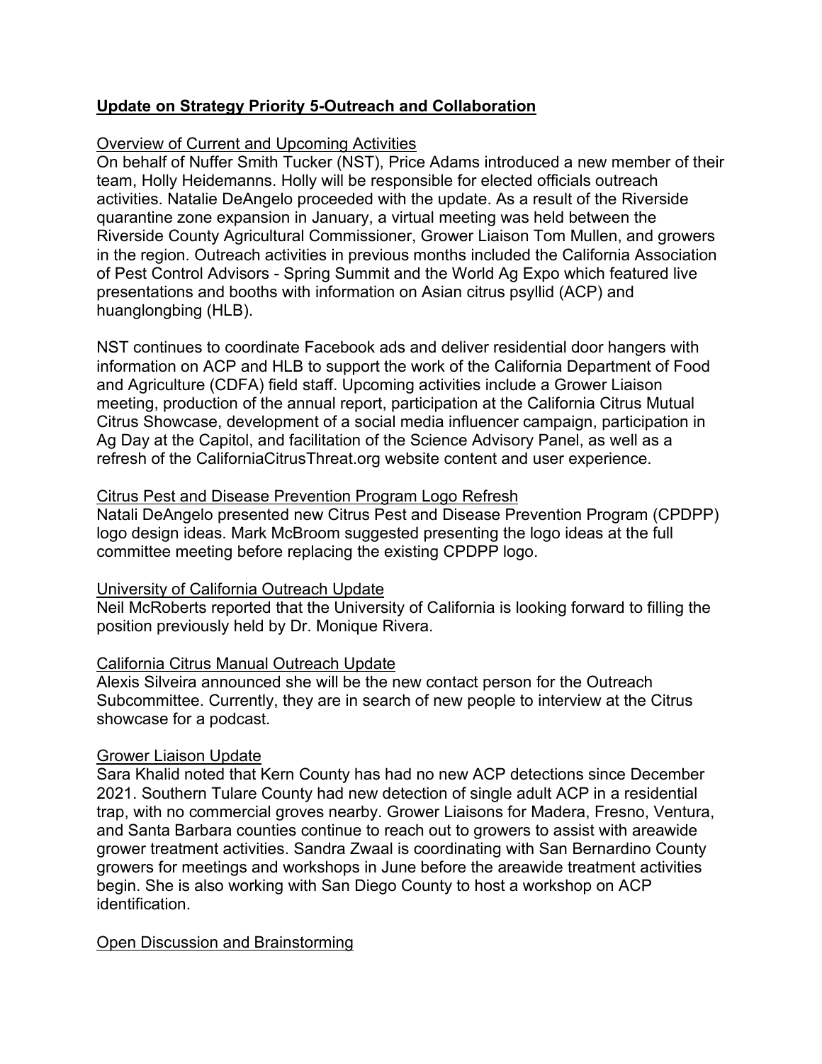## **Update on Strategy Priority 5-Outreach and Collaboration**

### Overview of Current and Upcoming Activities

On behalf of Nuffer Smith Tucker (NST), Price Adams introduced a new member of their team, Holly Heidemanns. Holly will be responsible for elected officials outreach activities. Natalie DeAngelo proceeded with the update. As a result of the Riverside quarantine zone expansion in January, a virtual meeting was held between the Riverside County Agricultural Commissioner, Grower Liaison Tom Mullen, and growers in the region. Outreach activities in previous months included the California Association of Pest Control Advisors - Spring Summit and the World Ag Expo which featured live presentations and booths with information on Asian citrus psyllid (ACP) and huanglongbing (HLB).

NST continues to coordinate Facebook ads and deliver residential door hangers with information on ACP and HLB to support the work of the California Department of Food and Agriculture (CDFA) field staff. Upcoming activities include a Grower Liaison meeting, production of the annual report, participation at the California Citrus Mutual Citrus Showcase, development of a social media influencer campaign, participation in Ag Day at the Capitol, and facilitation of the Science Advisory Panel, as well as a refresh of the CaliforniaCitrusThreat.org website content and user experience.

### Citrus Pest and Disease Prevention Program Logo Refresh

Natali DeAngelo presented new Citrus Pest and Disease Prevention Program (CPDPP) logo design ideas. Mark McBroom suggested presenting the logo ideas at the full committee meeting before replacing the existing CPDPP logo.

### University of California Outreach Update

Neil McRoberts reported that the University of California is looking forward to filling the position previously held by Dr. Monique Rivera.

### California Citrus Manual Outreach Update

Alexis Silveira announced she will be the new contact person for the Outreach Subcommittee. Currently, they are in search of new people to interview at the Citrus showcase for a podcast.

### Grower Liaison Update

Sara Khalid noted that Kern County has had no new ACP detections since December 2021. Southern Tulare County had new detection of single adult ACP in a residential trap, with no commercial groves nearby. Grower Liaisons for Madera, Fresno, Ventura, and Santa Barbara counties continue to reach out to growers to assist with areawide grower treatment activities. Sandra Zwaal is coordinating with San Bernardino County growers for meetings and workshops in June before the areawide treatment activities begin. She is also working with San Diego County to host a workshop on ACP identification.

### Open Discussion and Brainstorming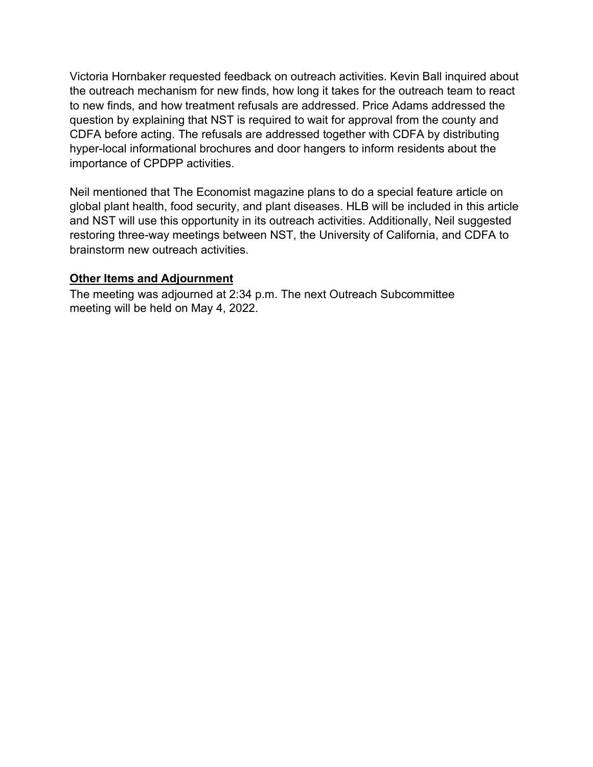Victoria Hornbaker requested feedback on outreach activities. Kevin Ball inquired about the outreach mechanism for new finds, how long it takes for the outreach team to react to new finds, and how treatment refusals are addressed. Price Adams addressed the question by explaining that NST is required to wait for approval from the county and CDFA before acting. The refusals are addressed together with CDFA by distributing hyper-local informational brochures and door hangers to inform residents about the importance of CPDPP activities.

Neil mentioned that The Economist magazine plans to do a special feature article on global plant health, food security, and plant diseases. HLB will be included in this article and NST will use this opportunity in its outreach activities. Additionally, Neil suggested restoring three-way meetings between NST, the University of California, and CDFA to brainstorm new outreach activities.

**Other Items and Adjournment**

The meeting was adjourned at 2:34 p.m. The next Outreach Subcommittee meeting will be held on May 4, 2022.